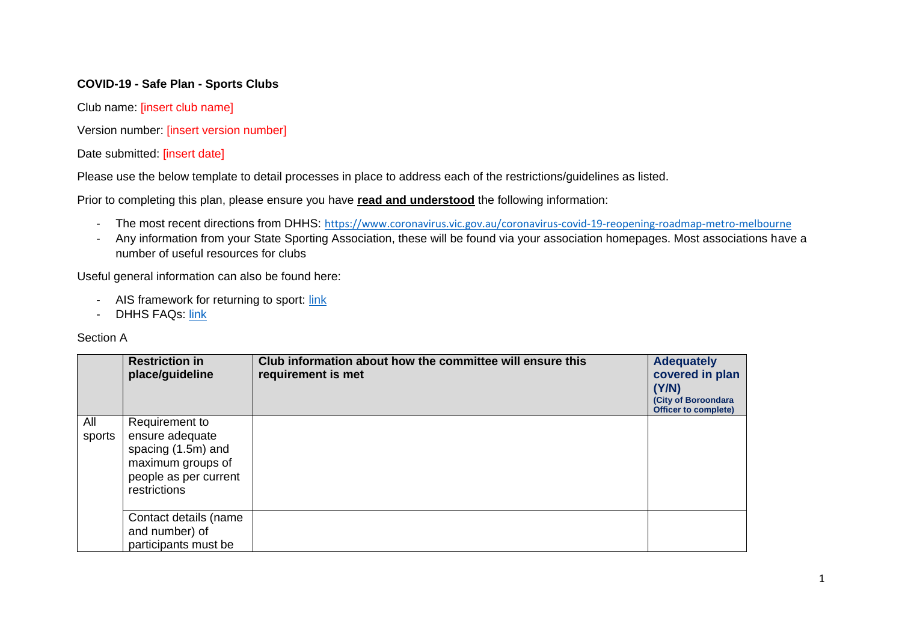**COVID-19 - Safe Plan - Sports Clubs**

Club name: [insert club name]

Version number: [insert version number]

Date submitted: [insert date]

Please use the below template to detail processes in place to address each of the restrictions/guidelines as listed.

Prior to completing this plan, please ensure you have **read and understood** the following information:

- The most recent directions from DHHS: https://www.coronavirus.vic.gov.au/coronavirus-covid-19-reopening-roadmap-metro-melbourne
- Any information from your State Sporting Association, these will be found via your association homepages. Most associations have a number of useful resources for clubs

Useful general information can also be found here:

- AIS framework for returning to sport: link
- DHHS FAQs: link

Section A

| | **Restriction in place/guideline** | **Club information about how the committee will ensure this requirement is met** | **Adequately covered in plan (Y/N)** (City of Boroondara Officer to complete) |
|---|---|---|---|
| All sports | Requirement to ensure adequate spacing (1.5m) and maximum groups of people as per current restrictions | | |
| | Contact details (name and number) of participants must be | | |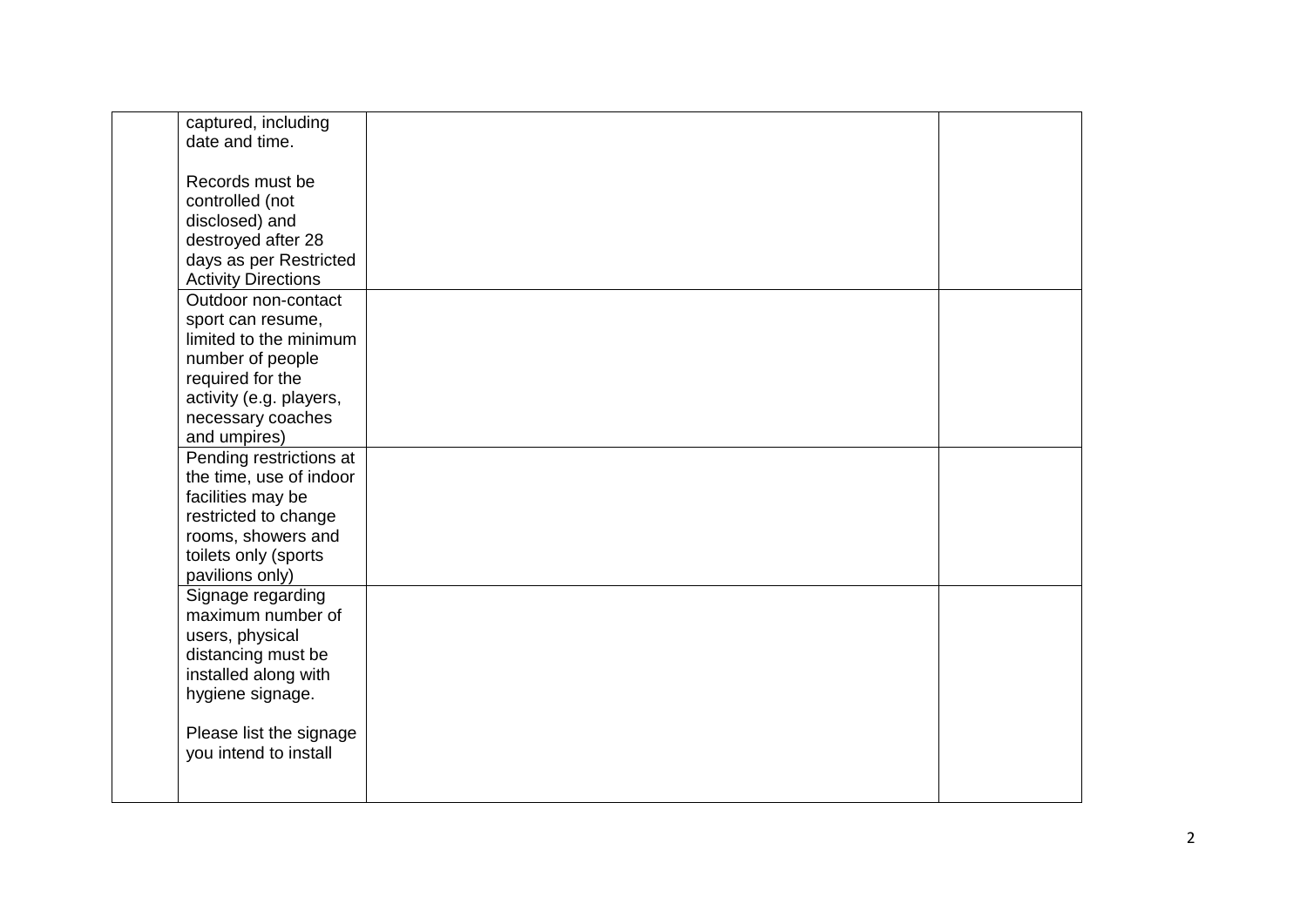| | | | |
|---|---|---|---|
| | captured, including date and time.<br><br>Records must be controlled (not disclosed) and destroyed after 28 days as per Restricted Activity Directions | | |
| | Outdoor non-contact sport can resume, limited to the minimum number of people required for the activity (e.g. players, necessary coaches and umpires) | | |
| | Pending restrictions at the time, use of indoor facilities may be restricted to change rooms, showers and toilets only (sports pavilions only) | | |
| | Signage regarding maximum number of users, physical distancing must be installed along with hygiene signage.<br><br>Please list the signage you intend to install | | |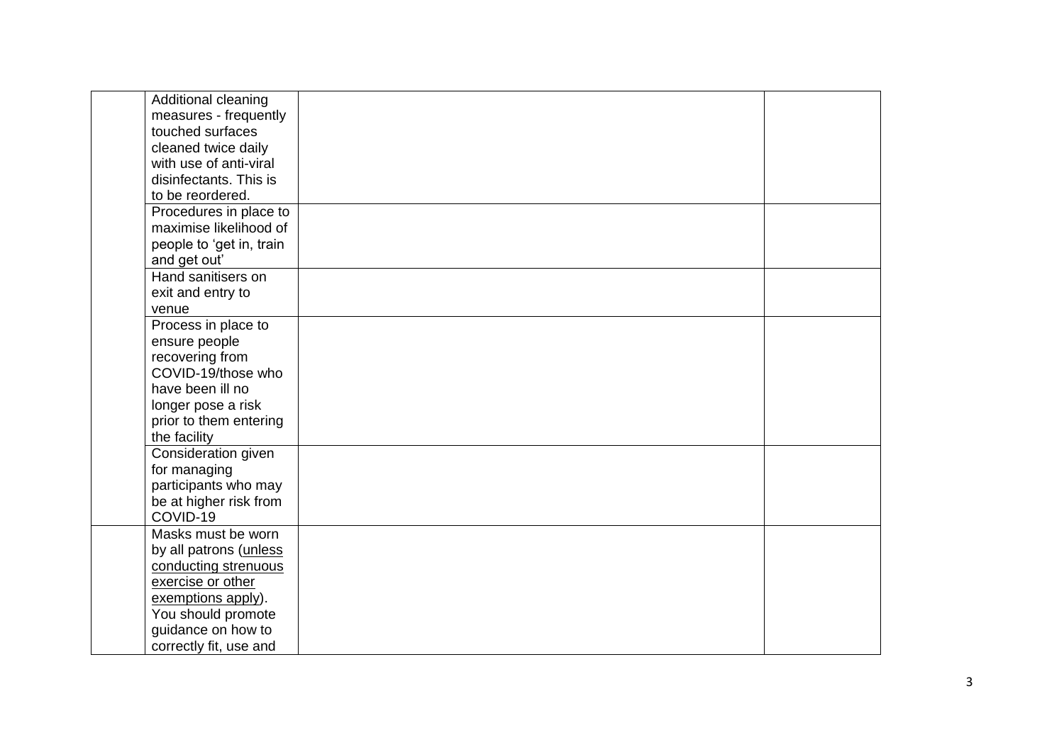| | | | |
|---|---|---|---|
| | Additional cleaning measures - frequently touched surfaces cleaned twice daily with use of anti-viral disinfectants. This is to be reordered. | | |
| | Procedures in place to maximise likelihood of people to 'get in, train and get out' | | |
| | Hand sanitisers on exit and entry to venue | | |
| | Process in place to ensure people recovering from COVID-19/those who have been ill no longer pose a risk prior to them entering the facility | | |
| | Consideration given for managing participants who may be at higher risk from COVID-19 | | |
| | Masks must be worn by all patrons (<u>unless conducting strenuous exercise or other exemptions apply</u>). You should promote guidance on how to correctly fit, use and | | |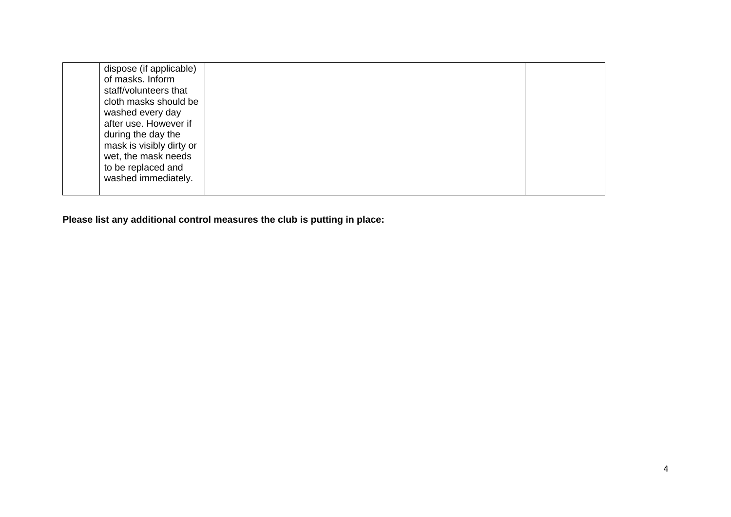|  |  |  |  |
|---|---|---|---|
|  | dispose (if applicable) of masks. Inform staff/volunteers that cloth masks should be washed every day after use. However if during the day the mask is visibly dirty or wet, the mask needs to be replaced and washed immediately. |  |  |

**Please list any additional control measures the club is putting in place:**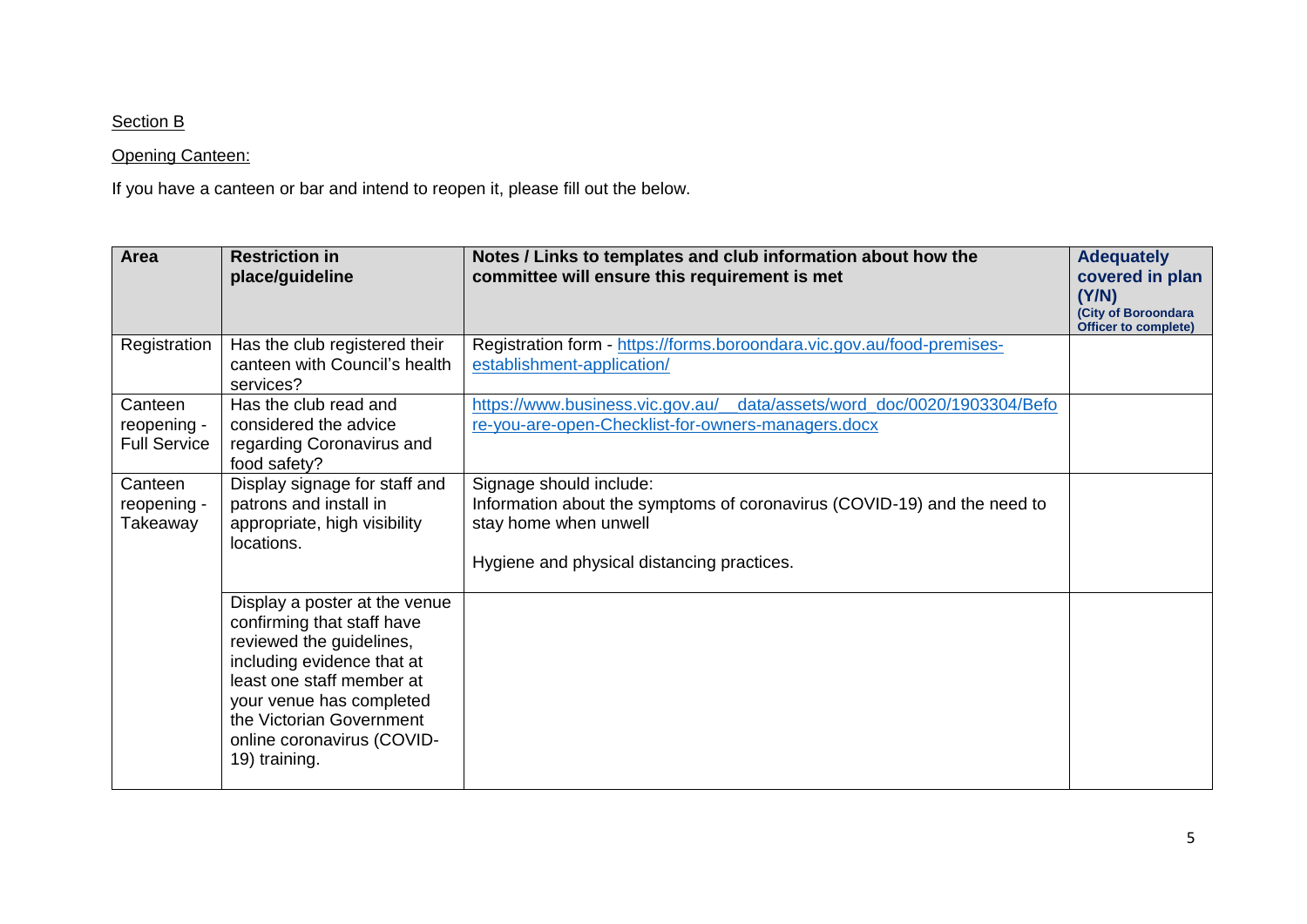Section B

Opening Canteen:

If you have a canteen or bar and intend to reopen it, please fill out the below.

| Area | Restriction in place/guideline | Notes / Links to templates and club information about how the committee will ensure this requirement is met | Adequately covered in plan (Y/N) (City of Boroondara Officer to complete) |
|---|---|---|---|
| Registration | Has the club registered their canteen with Council's health services? | Registration form - https://forms.boroondara.vic.gov.au/food-premises-establishment-application/ | |
| Canteen reopening - Full Service | Has the club read and considered the advice regarding Coronavirus and food safety? | https://www.business.vic.gov.au/__data/assets/word_doc/0020/1903304/Before-you-are-open-Checklist-for-owners-managers.docx | |
| Canteen reopening - Takeaway | Display signage for staff and patrons and install in appropriate, high visibility locations. | Signage should include:<br>Information about the symptoms of coronavirus (COVID-19) and the need to stay home when unwell<br><br>Hygiene and physical distancing practices. | |
| | Display a poster at the venue confirming that staff have reviewed the guidelines, including evidence that at least one staff member at your venue has completed the Victorian Government online coronavirus (COVID-19) training. | | |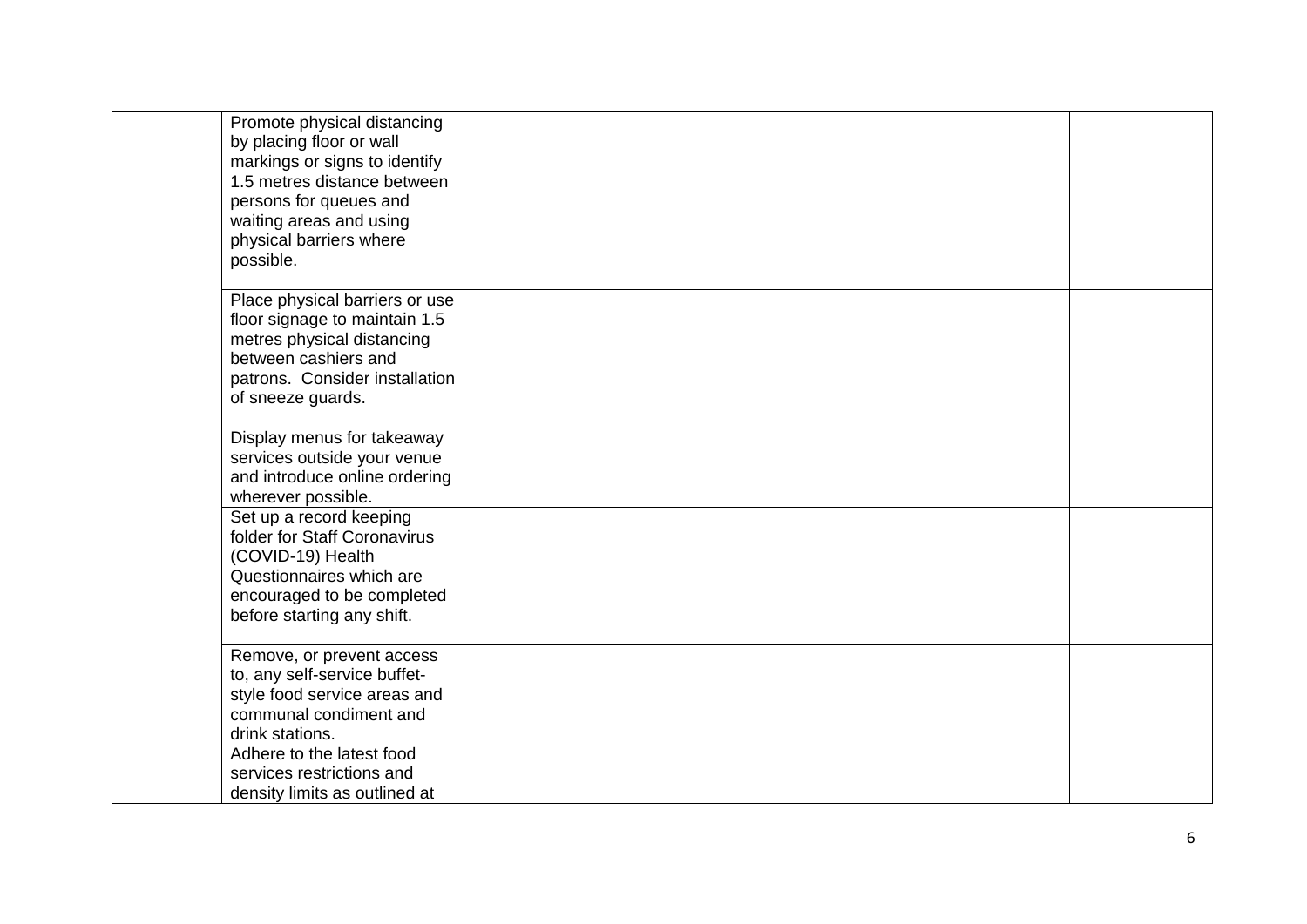| | | | |
|---|---|---|---|
| | Promote physical distancing by placing floor or wall markings or signs to identify 1.5 metres distance between persons for queues and waiting areas and using physical barriers where possible. | | |
| | Place physical barriers or use floor signage to maintain 1.5 metres physical distancing between cashiers and patrons. Consider installation of sneeze guards. | | |
| | Display menus for takeaway services outside your venue and introduce online ordering wherever possible. | | |
| | Set up a record keeping folder for Staff Coronavirus (COVID-19) Health Questionnaires which are encouraged to be completed before starting any shift. | | |
| | Remove, or prevent access to, any self-service buffet-style food service areas and communal condiment and drink stations.<br>Adhere to the latest food services restrictions and density limits as outlined at | | |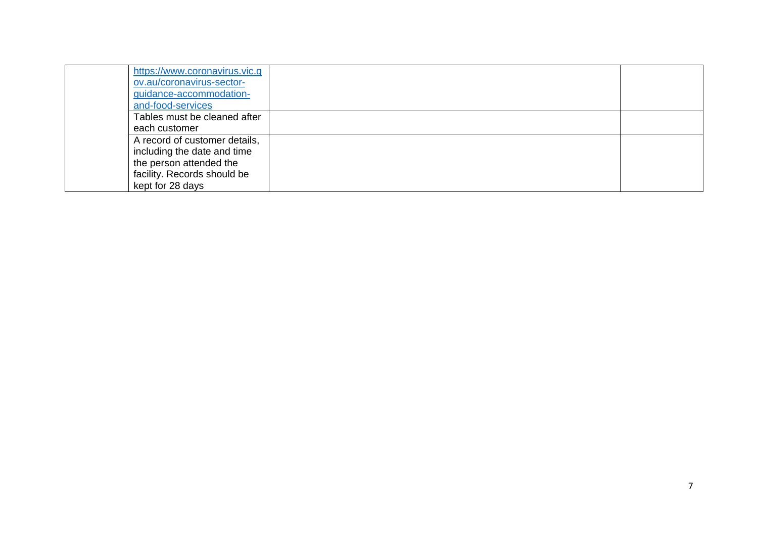| | | | |
|---|---|---|---|
| | https://www.coronavirus.vic.gov.au/coronavirus-sector-guidance-accommodation-and-food-services | | |
| | Tables must be cleaned after each customer | | |
| | A record of customer details, including the date and time the person attended the facility. Records should be kept for 28 days | | |